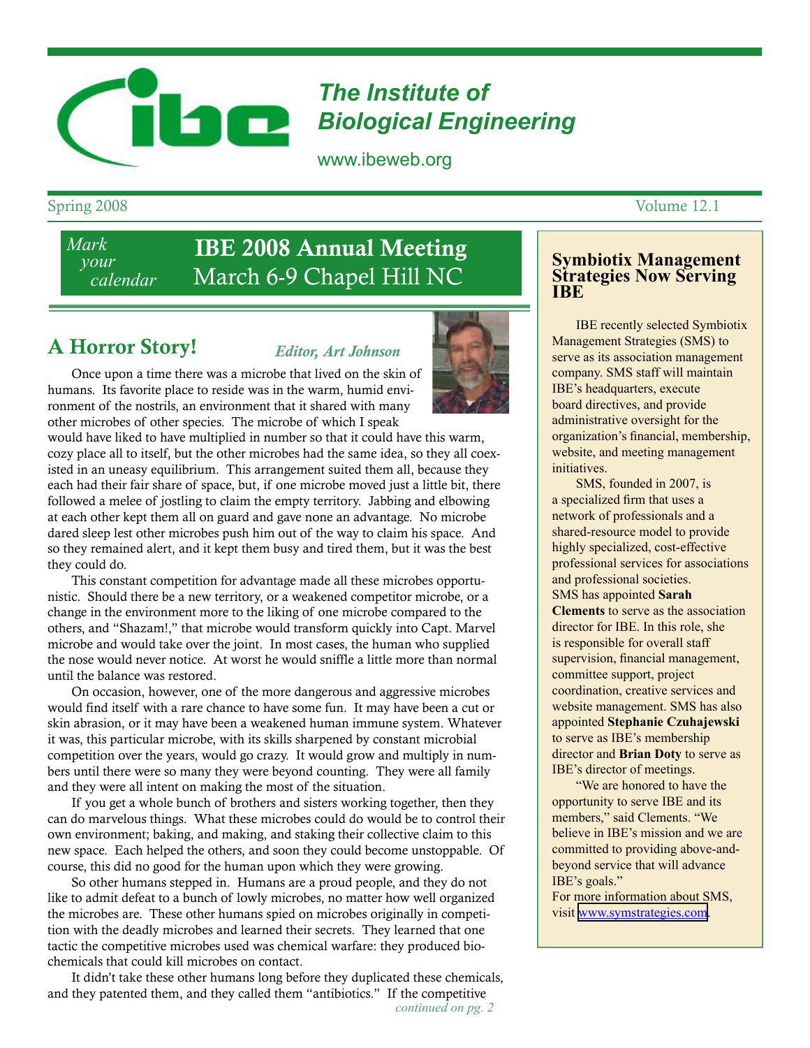# The Institute of Biological Engineering

www.ibeweb.org

Spring 2008 — Volume 12.1

*Mark your calendar*

## IBE 2008 Annual Meeting
March 6-9 Chapel Hill NC

## A Horror Story!

*Editor, Art Johnson*

Once upon a time there was a microbe that lived on the skin of humans. Its favorite place to reside was in the warm, humid environment of the nostrils, an environment that it shared with many other microbes of other species. The microbe of which I speak would have liked to have multiplied in number so that it could have this warm, cozy place all to itself, but the other microbes had the same idea, so they all coexisted in an uneasy equilibrium. This arrangement suited them all, because they each had their fair share of space, but, if one microbe moved just a little bit, there followed a melee of jostling to claim the empty territory. Jabbing and elbowing at each other kept them all on guard and gave none an advantage. No microbe dared sleep lest other microbes push him out of the way to claim his space. And so they remained alert, and it kept them busy and tired them, but it was the best they could do.

This constant competition for advantage made all these microbes opportunistic. Should there be a new territory, or a weakened competitor microbe, or a change in the environment more to the liking of one microbe compared to the others, and "Shazam!," that microbe would transform quickly into Capt. Marvel microbe and would take over the joint. In most cases, the human who supplied the nose would never notice. At worst he would sniffle a little more than normal until the balance was restored.

On occasion, however, one of the more dangerous and aggressive microbes would find itself with a rare chance to have some fun. It may have been a cut or skin abrasion, or it may have been a weakened human immune system. Whatever it was, this particular microbe, with its skills sharpened by constant microbial competition over the years, would go crazy. It would grow and multiply in numbers until there were so many they were beyond counting. They were all family and they were all intent on making the most of the situation.

If you get a whole bunch of brothers and sisters working together, then they can do marvelous things. What these microbes could do would be to control their own environment; baking, and making, and staking their collective claim to this new space. Each helped the others, and soon they could become unstoppable. Of course, this did no good for the human upon which they were growing.

So other humans stepped in. Humans are a proud people, and they do not like to admit defeat to a bunch of lowly microbes, no matter how well organized the microbes are. These other humans spied on microbes originally in competition with the deadly microbes and learned their secrets. They learned that one tactic the competitive microbes used was chemical warfare: they produced biochemicals that could kill microbes on contact.

It didn't take these other humans long before they duplicated these chemicals, and they patented them, and they called them "antibiotics." If the competitive

*continued on pg. 2*

## Symbiotix Management Strategies Now Serving IBE

IBE recently selected Symbiotix Management Strategies (SMS) to serve as its association management company. SMS staff will maintain IBE's headquarters, execute board directives, and provide administrative oversight for the organization's financial, membership, website, and meeting management initiatives.

SMS, founded in 2007, is a specialized firm that uses a network of professionals and a shared-resource model to provide highly specialized, cost-effective professional services for associations and professional societies. SMS has appointed **Sarah Clements** to serve as the association director for IBE. In this role, she is responsible for overall staff supervision, financial management, committee support, project coordination, creative services and website management. SMS has also appointed **Stephanie Czuhajewski** to serve as IBE's membership director and **Brian Doty** to serve as IBE's director of meetings.

"We are honored to have the opportunity to serve IBE and its members," said Clements. "We believe in IBE's mission and we are committed to providing above-and-beyond service that will advance IBE's goals."

For more information about SMS, visit www.symstrategies.com.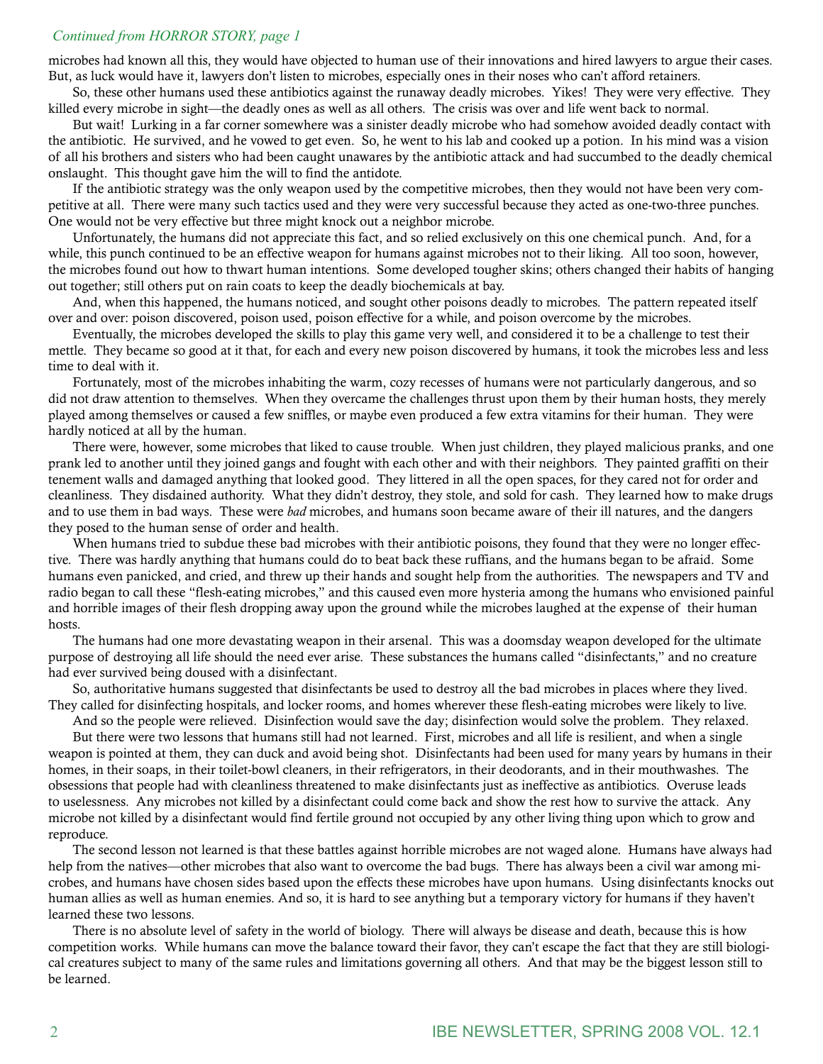*Continued from HORROR STORY, page 1*

microbes had known all this, they would have objected to human use of their innovations and hired lawyers to argue their cases. But, as luck would have it, lawyers don't listen to microbes, especially ones in their noses who can't afford retainers.

So, these other humans used these antibiotics against the runaway deadly microbes. Yikes! They were very effective. They killed every microbe in sight—the deadly ones as well as all others. The crisis was over and life went back to normal.

But wait! Lurking in a far corner somewhere was a sinister deadly microbe who had somehow avoided deadly contact with the antibiotic. He survived, and he vowed to get even. So, he went to his lab and cooked up a potion. In his mind was a vision of all his brothers and sisters who had been caught unawares by the antibiotic attack and had succumbed to the deadly chemical onslaught. This thought gave him the will to find the antidote.

If the antibiotic strategy was the only weapon used by the competitive microbes, then they would not have been very competitive at all. There were many such tactics used and they were very successful because they acted as one-two-three punches. One would not be very effective but three might knock out a neighbor microbe.

Unfortunately, the humans did not appreciate this fact, and so relied exclusively on this one chemical punch. And, for a while, this punch continued to be an effective weapon for humans against microbes not to their liking. All too soon, however, the microbes found out how to thwart human intentions. Some developed tougher skins; others changed their habits of hanging out together; still others put on rain coats to keep the deadly biochemicals at bay.

And, when this happened, the humans noticed, and sought other poisons deadly to microbes. The pattern repeated itself over and over: poison discovered, poison used, poison effective for a while, and poison overcome by the microbes.

Eventually, the microbes developed the skills to play this game very well, and considered it to be a challenge to test their mettle. They became so good at it that, for each and every new poison discovered by humans, it took the microbes less and less time to deal with it.

Fortunately, most of the microbes inhabiting the warm, cozy recesses of humans were not particularly dangerous, and so did not draw attention to themselves. When they overcame the challenges thrust upon them by their human hosts, they merely played among themselves or caused a few sniffles, or maybe even produced a few extra vitamins for their human. They were hardly noticed at all by the human.

There were, however, some microbes that liked to cause trouble. When just children, they played malicious pranks, and one prank led to another until they joined gangs and fought with each other and with their neighbors. They painted graffiti on their tenement walls and damaged anything that looked good. They littered in all the open spaces, for they cared not for order and cleanliness. They disdained authority. What they didn't destroy, they stole, and sold for cash. They learned how to make drugs and to use them in bad ways. These were *bad* microbes, and humans soon became aware of their ill natures, and the dangers they posed to the human sense of order and health.

When humans tried to subdue these bad microbes with their antibiotic poisons, they found that they were no longer effective. There was hardly anything that humans could do to beat back these ruffians, and the humans began to be afraid. Some humans even panicked, and cried, and threw up their hands and sought help from the authorities. The newspapers and TV and radio began to call these "flesh-eating microbes," and this caused even more hysteria among the humans who envisioned painful and horrible images of their flesh dropping away upon the ground while the microbes laughed at the expense of their human hosts.

The humans had one more devastating weapon in their arsenal. This was a doomsday weapon developed for the ultimate purpose of destroying all life should the need ever arise. These substances the humans called "disinfectants," and no creature had ever survived being doused with a disinfectant.

So, authoritative humans suggested that disinfectants be used to destroy all the bad microbes in places where they lived. They called for disinfecting hospitals, and locker rooms, and homes wherever these flesh-eating microbes were likely to live.

And so the people were relieved. Disinfection would save the day; disinfection would solve the problem. They relaxed.

But there were two lessons that humans still had not learned. First, microbes and all life is resilient, and when a single weapon is pointed at them, they can duck and avoid being shot. Disinfectants had been used for many years by humans in their homes, in their soaps, in their toilet-bowl cleaners, in their refrigerators, in their deodorants, and in their mouthwashes. The obsessions that people had with cleanliness threatened to make disinfectants just as ineffective as antibiotics. Overuse leads to uselessness. Any microbes not killed by a disinfectant could come back and show the rest how to survive the attack. Any microbe not killed by a disinfectant would find fertile ground not occupied by any other living thing upon which to grow and reproduce.

The second lesson not learned is that these battles against horrible microbes are not waged alone. Humans have always had help from the natives—other microbes that also want to overcome the bad bugs. There has always been a civil war among microbes, and humans have chosen sides based upon the effects these microbes have upon humans. Using disinfectants knocks out human allies as well as human enemies. And so, it is hard to see anything but a temporary victory for humans if they haven't learned these two lessons.

There is no absolute level of safety in the world of biology. There will always be disease and death, because this is how competition works. While humans can move the balance toward their favor, they can't escape the fact that they are still biological creatures subject to many of the same rules and limitations governing all others. And that may be the biggest lesson still to be learned.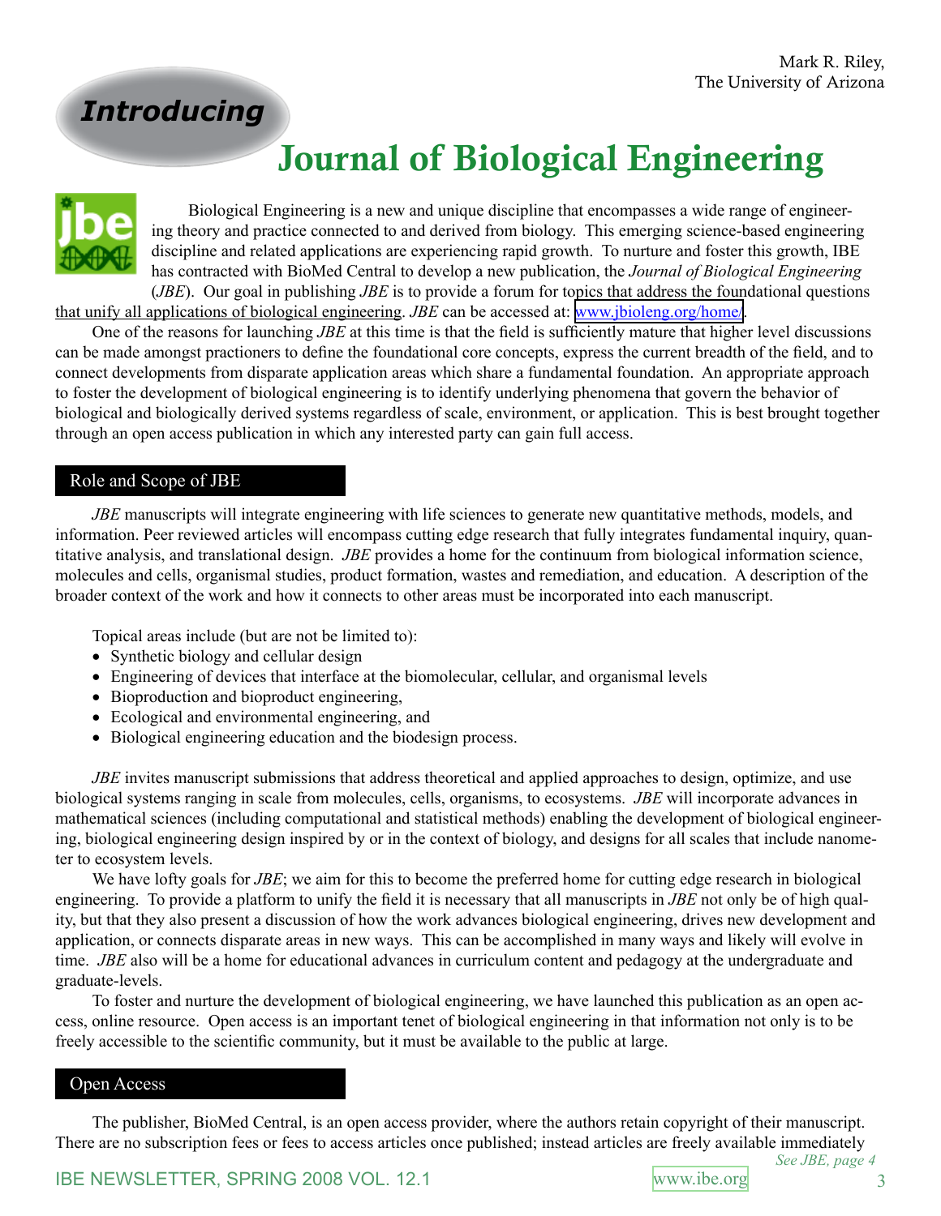Mark R. Riley,
The University of Arizona

*Introducing*

# Journal of Biological Engineering

Biological Engineering is a new and unique discipline that encompasses a wide range of engineering theory and practice connected to and derived from biology. This emerging science-based engineering discipline and related applications are experiencing rapid growth. To nurture and foster this growth, IBE has contracted with BioMed Central to develop a new publication, the *Journal of Biological Engineering* (*JBE*). Our goal in publishing *JBE* is to provide a forum for topics that address the foundational questions that unify all applications of biological engineering. *JBE* can be accessed at: www.jbioleng.org/home/.

One of the reasons for launching *JBE* at this time is that the field is sufficiently mature that higher level discussions can be made amongst practioners to define the foundational core concepts, express the current breadth of the field, and to connect developments from disparate application areas which share a fundamental foundation. An appropriate approach to foster the development of biological engineering is to identify underlying phenomena that govern the behavior of biological and biologically derived systems regardless of scale, environment, or application. This is best brought together through an open access publication in which any interested party can gain full access.

## Role and Scope of JBE

*JBE* manuscripts will integrate engineering with life sciences to generate new quantitative methods, models, and information. Peer reviewed articles will encompass cutting edge research that fully integrates fundamental inquiry, quantitative analysis, and translational design. *JBE* provides a home for the continuum from biological information science, molecules and cells, organismal studies, product formation, wastes and remediation, and education. A description of the broader context of the work and how it connects to other areas must be incorporated into each manuscript.

Topical areas include (but are not be limited to):

- Synthetic biology and cellular design
- Engineering of devices that interface at the biomolecular, cellular, and organismal levels
- Bioproduction and bioproduct engineering,
- Ecological and environmental engineering, and
- Biological engineering education and the biodesign process.

*JBE* invites manuscript submissions that address theoretical and applied approaches to design, optimize, and use biological systems ranging in scale from molecules, cells, organisms, to ecosystems. *JBE* will incorporate advances in mathematical sciences (including computational and statistical methods) enabling the development of biological engineering, biological engineering design inspired by or in the context of biology, and designs for all scales that include nanometer to ecosystem levels.

We have lofty goals for *JBE*; we aim for this to become the preferred home for cutting edge research in biological engineering. To provide a platform to unify the field it is necessary that all manuscripts in *JBE* not only be of high quality, but that they also present a discussion of how the work advances biological engineering, drives new development and application, or connects disparate areas in new ways. This can be accomplished in many ways and likely will evolve in time. *JBE* also will be a home for educational advances in curriculum content and pedagogy at the undergraduate and graduate-levels.

To foster and nurture the development of biological engineering, we have launched this publication as an open access, online resource. Open access is an important tenet of biological engineering in that information not only is to be freely accessible to the scientific community, but it must be available to the public at large.

## Open Access

The publisher, BioMed Central, is an open access provider, where the authors retain copyright of their manuscript. There are no subscription fees or fees to access articles once published; instead articles are freely available immediately

*See JBE, page 4*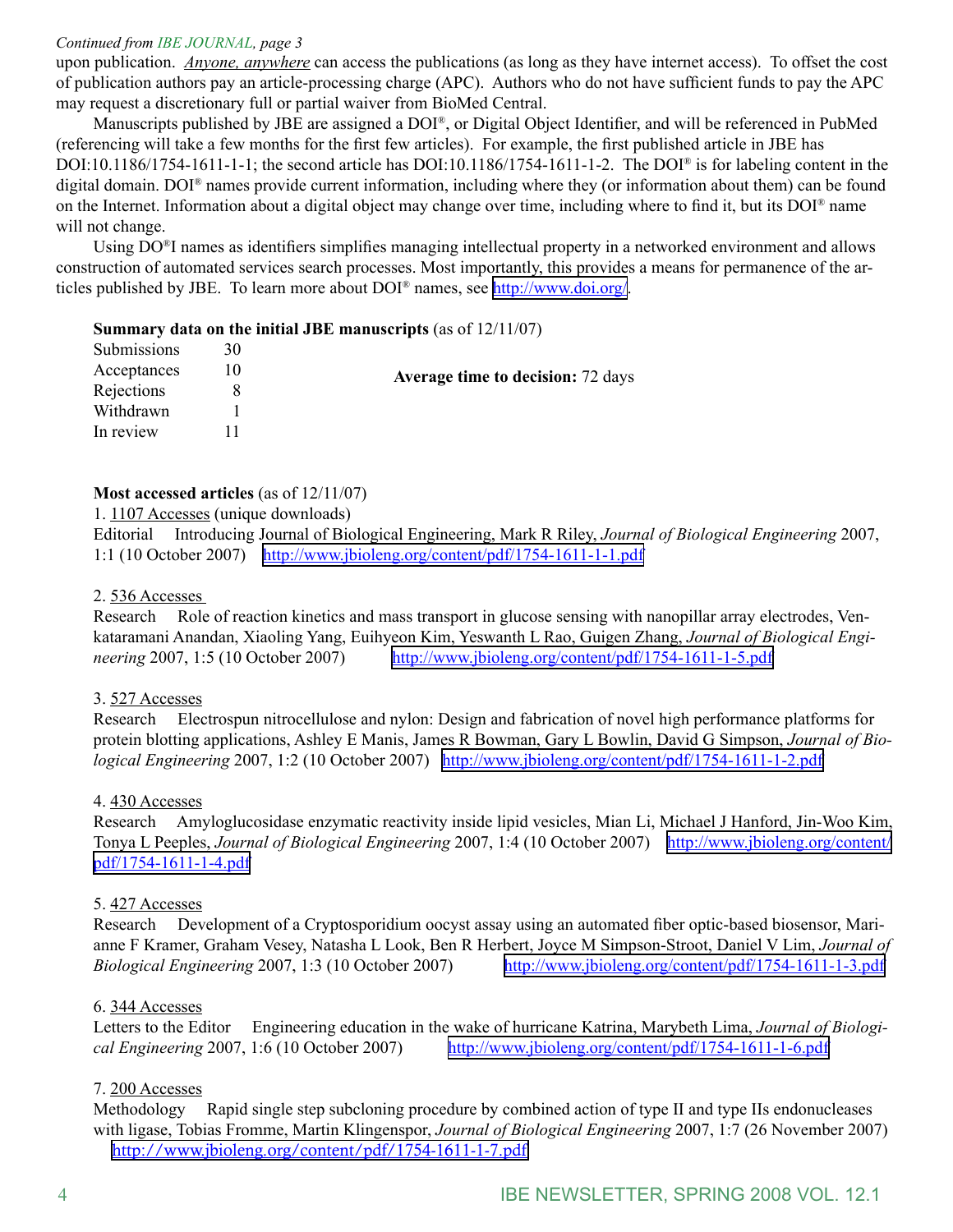*Continued from IBE JOURNAL, page 3*

upon publication. *Anyone, anywhere* can access the publications (as long as they have internet access). To offset the cost of publication authors pay an article-processing charge (APC). Authors who do not have sufficient funds to pay the APC may request a discretionary full or partial waiver from BioMed Central.

Manuscripts published by JBE are assigned a DOI®, or Digital Object Identifier, and will be referenced in PubMed (referencing will take a few months for the first few articles). For example, the first published article in JBE has DOI:10.1186/1754-1611-1-1; the second article has DOI:10.1186/1754-1611-1-2. The DOI® is for labeling content in the digital domain. DOI® names provide current information, including where they (or information about them) can be found on the Internet. Information about a digital object may change over time, including where to find it, but its DOI® name will not change.

Using DO®I names as identifiers simplifies managing intellectual property in a networked environment and allows construction of automated services search processes. Most importantly, this provides a means for permanence of the articles published by JBE. To learn more about DOI® names, see http://www.doi.org/.

**Summary data on the initial JBE manuscripts** (as of 12/11/07)

| | |
|---|---|
| Submissions | 30 |
| Acceptances | 10 |
| Rejections | 8 |
| Withdrawn | 1 |
| In review | 11 |

**Average time to decision:** 72 days

**Most accessed articles** (as of 12/11/07)

1. 1107 Accesses (unique downloads)
Editorial Introducing Journal of Biological Engineering, Mark R Riley, *Journal of Biological Engineering* 2007, 1:1 (10 October 2007) http://www.jbioleng.org/content/pdf/1754-1611-1-1.pdf

2. 536 Accesses
Research Role of reaction kinetics and mass transport in glucose sensing with nanopillar array electrodes, Venkataramani Anandan, Xiaoling Yang, Euihyeon Kim, Yeswanth L Rao, Guigen Zhang, *Journal of Biological Engineering* 2007, 1:5 (10 October 2007) http://www.jbioleng.org/content/pdf/1754-1611-1-5.pdf

3. 527 Accesses
Research Electrospun nitrocellulose and nylon: Design and fabrication of novel high performance platforms for protein blotting applications, Ashley E Manis, James R Bowman, Gary L Bowlin, David G Simpson, *Journal of Biological Engineering* 2007, 1:2 (10 October 2007) http://www.jbioleng.org/content/pdf/1754-1611-1-2.pdf

4. 430 Accesses
Research Amyloglucosidase enzymatic reactivity inside lipid vesicles, Mian Li, Michael J Hanford, Jin-Woo Kim, Tonya L Peeples, *Journal of Biological Engineering* 2007, 1:4 (10 October 2007) http://www.jbioleng.org/content/pdf/1754-1611-1-4.pdf

5. 427 Accesses
Research Development of a Cryptosporidium oocyst assay using an automated fiber optic-based biosensor, Marianne F Kramer, Graham Vesey, Natasha L Look, Ben R Herbert, Joyce M Simpson-Stroot, Daniel V Lim, *Journal of Biological Engineering* 2007, 1:3 (10 October 2007) http://www.jbioleng.org/content/pdf/1754-1611-1-3.pdf

6. 344 Accesses
Letters to the Editor Engineering education in the wake of hurricane Katrina, Marybeth Lima, *Journal of Biological Engineering* 2007, 1:6 (10 October 2007) http://www.jbioleng.org/content/pdf/1754-1611-1-6.pdf

7. 200 Accesses
Methodology Rapid single step subcloning procedure by combined action of type II and type IIs endonucleases with ligase, Tobias Fromme, Martin Klingenspor, *Journal of Biological Engineering* 2007, 1:7 (26 November 2007) http://www.jbioleng.org/content/pdf/1754-1611-1-7.pdf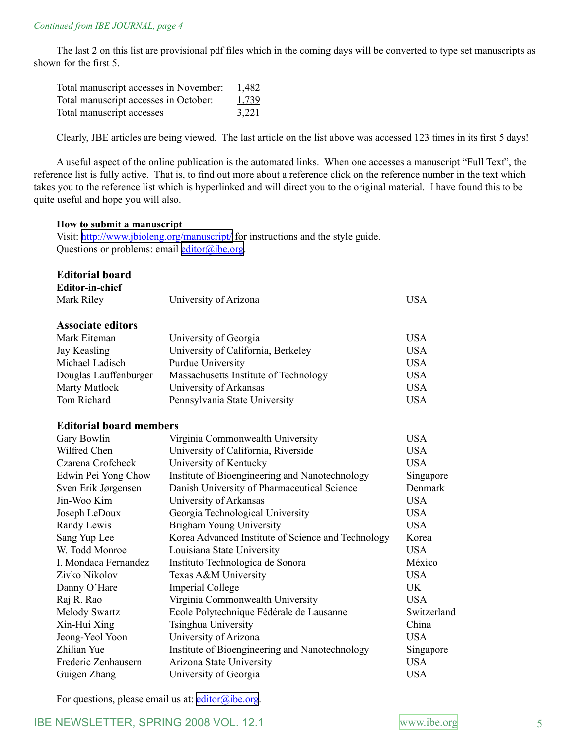*Continued from IBE JOURNAL, page 4*

The last 2 on this list are provisional pdf files which in the coming days will be converted to type set manuscripts as shown for the first 5.

| | |
|---|---|
| Total manuscript accesses in November: | 1,482 |
| Total manuscript accesses in October: | 1,739 |
| Total manuscript accesses | 3,221 |

Clearly, JBE articles are being viewed. The last article on the list above was accessed 123 times in its first 5 days!

A useful aspect of the online publication is the automated links. When one accesses a manuscript "Full Text", the reference list is fully active. That is, to find out more about a reference click on the reference number in the text which takes you to the reference list which is hyperlinked and will direct you to the original material. I have found this to be quite useful and hope you will also.

**How to submit a manuscript**
Visit: http://www.jbioleng.org/manuscript/ for instructions and the style guide.
Questions or problems: email editor@ibe.org.

## Editorial board

**Editor-in-chief**

| | | |
|---|---|---|
| Mark Riley | University of Arizona | USA |

**Associate editors**

| | | |
|---|---|---|
| Mark Eiteman | University of Georgia | USA |
| Jay Keasling | University of California, Berkeley | USA |
| Michael Ladisch | Purdue University | USA |
| Douglas Lauffenburger | Massachusetts Institute of Technology | USA |
| Marty Matlock | University of Arkansas | USA |
| Tom Richard | Pennsylvania State University | USA |

**Editorial board members**

| | | |
|---|---|---|
| Gary Bowlin | Virginia Commonwealth University | USA |
| Wilfred Chen | University of California, Riverside | USA |
| Czarena Crofcheck | University of Kentucky | USA |
| Edwin Pei Yong Chow | Institute of Bioengineering and Nanotechnology | Singapore |
| Sven Erik Jørgensen | Danish University of Pharmaceutical Science | Denmark |
| Jin-Woo Kim | University of Arkansas | USA |
| Joseph LeDoux | Georgia Technological University | USA |
| Randy Lewis | Brigham Young University | USA |
| Sang Yup Lee | Korea Advanced Institute of Science and Technology | Korea |
| W. Todd Monroe | Louisiana State University | USA |
| I. Mondaca Fernandez | Instituto Technologica de Sonora | México |
| Zivko Nikolov | Texas A&M University | USA |
| Danny O'Hare | Imperial College | UK |
| Raj R. Rao | Virginia Commonwealth University | USA |
| Melody Swartz | Ecole Polytechnique Fédérale de Lausanne | Switzerland |
| Xin-Hui Xing | Tsinghua University | China |
| Jeong-Yeol Yoon | University of Arizona | USA |
| Zhilian Yue | Institute of Bioengineering and Nanotechnology | Singapore |
| Frederic Zenhausern | Arizona State University | USA |
| Guigen Zhang | University of Georgia | USA |

For questions, please email us at: editor@ibe.org.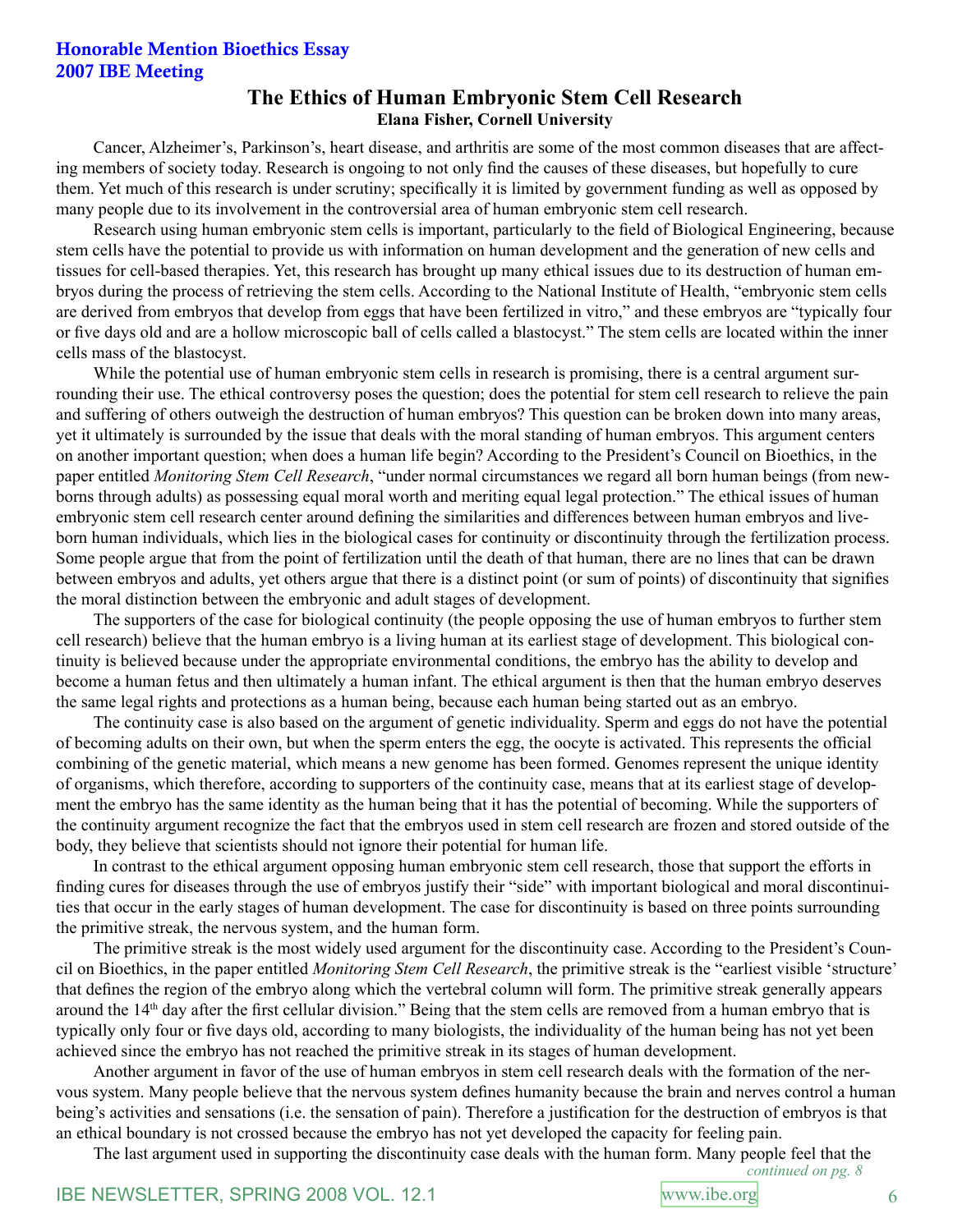**Honorable Mention Bioethics Essay**
**2007 IBE Meeting**

# The Ethics of Human Embryonic Stem Cell Research

**Elana Fisher, Cornell University**

Cancer, Alzheimer's, Parkinson's, heart disease, and arthritis are some of the most common diseases that are affecting members of society today. Research is ongoing to not only find the causes of these diseases, but hopefully to cure them. Yet much of this research is under scrutiny; specifically it is limited by government funding as well as opposed by many people due to its involvement in the controversial area of human embryonic stem cell research.

Research using human embryonic stem cells is important, particularly to the field of Biological Engineering, because stem cells have the potential to provide us with information on human development and the generation of new cells and tissues for cell-based therapies. Yet, this research has brought up many ethical issues due to its destruction of human embryos during the process of retrieving the stem cells. According to the National Institute of Health, "embryonic stem cells are derived from embryos that develop from eggs that have been fertilized in vitro," and these embryos are "typically four or five days old and are a hollow microscopic ball of cells called a blastocyst." The stem cells are located within the inner cells mass of the blastocyst.

While the potential use of human embryonic stem cells in research is promising, there is a central argument surrounding their use. The ethical controversy poses the question; does the potential for stem cell research to relieve the pain and suffering of others outweigh the destruction of human embryos? This question can be broken down into many areas, yet it ultimately is surrounded by the issue that deals with the moral standing of human embryos. This argument centers on another important question; when does a human life begin? According to the President's Council on Bioethics, in the paper entitled *Monitoring Stem Cell Research*, "under normal circumstances we regard all born human beings (from newborns through adults) as possessing equal moral worth and meriting equal legal protection." The ethical issues of human embryonic stem cell research center around defining the similarities and differences between human embryos and live-born human individuals, which lies in the biological cases for continuity or discontinuity through the fertilization process. Some people argue that from the point of fertilization until the death of that human, there are no lines that can be drawn between embryos and adults, yet others argue that there is a distinct point (or sum of points) of discontinuity that signifies the moral distinction between the embryonic and adult stages of development.

The supporters of the case for biological continuity (the people opposing the use of human embryos to further stem cell research) believe that the human embryo is a living human at its earliest stage of development. This biological continuity is believed because under the appropriate environmental conditions, the embryo has the ability to develop and become a human fetus and then ultimately a human infant. The ethical argument is then that the human embryo deserves the same legal rights and protections as a human being, because each human being started out as an embryo.

The continuity case is also based on the argument of genetic individuality. Sperm and eggs do not have the potential of becoming adults on their own, but when the sperm enters the egg, the oocyte is activated. This represents the official combining of the genetic material, which means a new genome has been formed. Genomes represent the unique identity of organisms, which therefore, according to supporters of the continuity case, means that at its earliest stage of development the embryo has the same identity as the human being that it has the potential of becoming. While the supporters of the continuity argument recognize the fact that the embryos used in stem cell research are frozen and stored outside of the body, they believe that scientists should not ignore their potential for human life.

In contrast to the ethical argument opposing human embryonic stem cell research, those that support the efforts in finding cures for diseases through the use of embryos justify their "side" with important biological and moral discontinuities that occur in the early stages of human development. The case for discontinuity is based on three points surrounding the primitive streak, the nervous system, and the human form.

The primitive streak is the most widely used argument for the discontinuity case. According to the President's Council on Bioethics, in the paper entitled *Monitoring Stem Cell Research*, the primitive streak is the "earliest visible 'structure' that defines the region of the embryo along which the vertebral column will form. The primitive streak generally appears around the 14th day after the first cellular division." Being that the stem cells are removed from a human embryo that is typically only four or five days old, according to many biologists, the individuality of the human being has not yet been achieved since the embryo has not reached the primitive streak in its stages of human development.

Another argument in favor of the use of human embryos in stem cell research deals with the formation of the nervous system. Many people believe that the nervous system defines humanity because the brain and nerves control a human being's activities and sensations (i.e. the sensation of pain). Therefore a justification for the destruction of embryos is that an ethical boundary is not crossed because the embryo has not yet developed the capacity for feeling pain.

The last argument used in supporting the discontinuity case deals with the human form. Many people feel that the

*continued on pg. 8*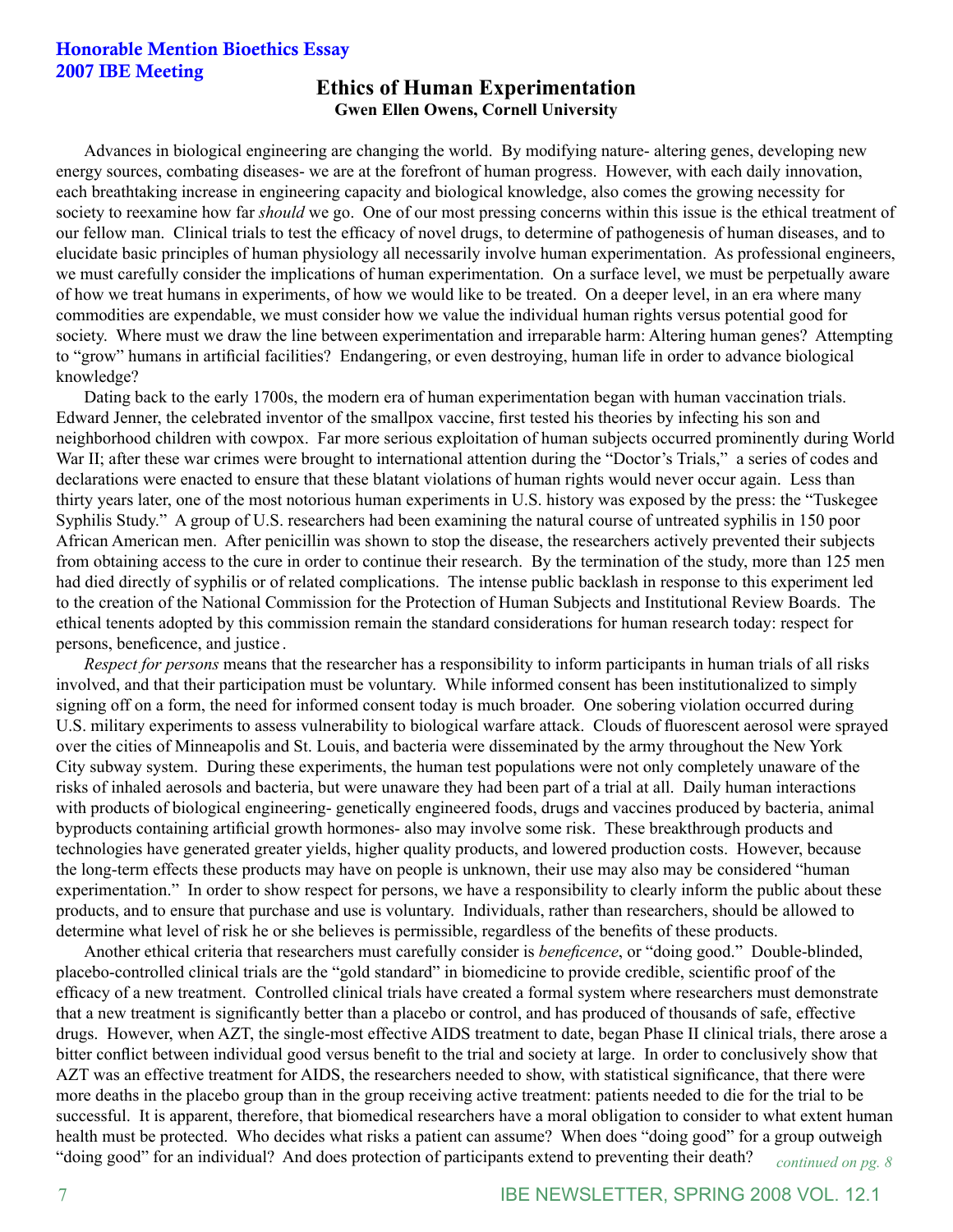**Honorable Mention Bioethics Essay**
**2007 IBE Meeting**

# Ethics of Human Experimentation

**Gwen Ellen Owens, Cornell University**

Advances in biological engineering are changing the world. By modifying nature- altering genes, developing new energy sources, combating diseases- we are at the forefront of human progress. However, with each daily innovation, each breathtaking increase in engineering capacity and biological knowledge, also comes the growing necessity for society to reexamine how far *should* we go. One of our most pressing concerns within this issue is the ethical treatment of our fellow man. Clinical trials to test the efficacy of novel drugs, to determine of pathogenesis of human diseases, and to elucidate basic principles of human physiology all necessarily involve human experimentation. As professional engineers, we must carefully consider the implications of human experimentation. On a surface level, we must be perpetually aware of how we treat humans in experiments, of how we would like to be treated. On a deeper level, in an era where many commodities are expendable, we must consider how we value the individual human rights versus potential good for society. Where must we draw the line between experimentation and irreparable harm: Altering human genes? Attempting to "grow" humans in artificial facilities? Endangering, or even destroying, human life in order to advance biological knowledge?

Dating back to the early 1700s, the modern era of human experimentation began with human vaccination trials. Edward Jenner, the celebrated inventor of the smallpox vaccine, first tested his theories by infecting his son and neighborhood children with cowpox. Far more serious exploitation of human subjects occurred prominently during World War II; after these war crimes were brought to international attention during the "Doctor's Trials," a series of codes and declarations were enacted to ensure that these blatant violations of human rights would never occur again. Less than thirty years later, one of the most notorious human experiments in U.S. history was exposed by the press: the "Tuskegee Syphilis Study." A group of U.S. researchers had been examining the natural course of untreated syphilis in 150 poor African American men. After penicillin was shown to stop the disease, the researchers actively prevented their subjects from obtaining access to the cure in order to continue their research. By the termination of the study, more than 125 men had died directly of syphilis or of related complications. The intense public backlash in response to this experiment led to the creation of the National Commission for the Protection of Human Subjects and Institutional Review Boards. The ethical tenents adopted by this commission remain the standard considerations for human research today: respect for persons, beneficence, and justice.

*Respect for persons* means that the researcher has a responsibility to inform participants in human trials of all risks involved, and that their participation must be voluntary. While informed consent has been institutionalized to simply signing off on a form, the need for informed consent today is much broader. One sobering violation occurred during U.S. military experiments to assess vulnerability to biological warfare attack. Clouds of fluorescent aerosol were sprayed over the cities of Minneapolis and St. Louis, and bacteria were disseminated by the army throughout the New York City subway system. During these experiments, the human test populations were not only completely unaware of the risks of inhaled aerosols and bacteria, but were unaware they had been part of a trial at all. Daily human interactions with products of biological engineering- genetically engineered foods, drugs and vaccines produced by bacteria, animal byproducts containing artificial growth hormones- also may involve some risk. These breakthrough products and technologies have generated greater yields, higher quality products, and lowered production costs. However, because the long-term effects these products may have on people is unknown, their use may also may be considered "human experimentation." In order to show respect for persons, we have a responsibility to clearly inform the public about these products, and to ensure that purchase and use is voluntary. Individuals, rather than researchers, should be allowed to determine what level of risk he or she believes is permissible, regardless of the benefits of these products.

Another ethical criteria that researchers must carefully consider is *beneficence*, or "doing good." Double-blinded, placebo-controlled clinical trials are the "gold standard" in biomedicine to provide credible, scientific proof of the efficacy of a new treatment. Controlled clinical trials have created a formal system where researchers must demonstrate that a new treatment is significantly better than a placebo or control, and has produced of thousands of safe, effective drugs. However, when AZT, the single-most effective AIDS treatment to date, began Phase II clinical trials, there arose a bitter conflict between individual good versus benefit to the trial and society at large. In order to conclusively show that AZT was an effective treatment for AIDS, the researchers needed to show, with statistical significance, that there were more deaths in the placebo group than in the group receiving active treatment: patients needed to die for the trial to be successful. It is apparent, therefore, that biomedical researchers have a moral obligation to consider to what extent human health must be protected. Who decides what risks a patient can assume? When does "doing good" for a group outweigh "doing good" for an individual? And does protection of participants extend to preventing their death?

*continued on pg. 8*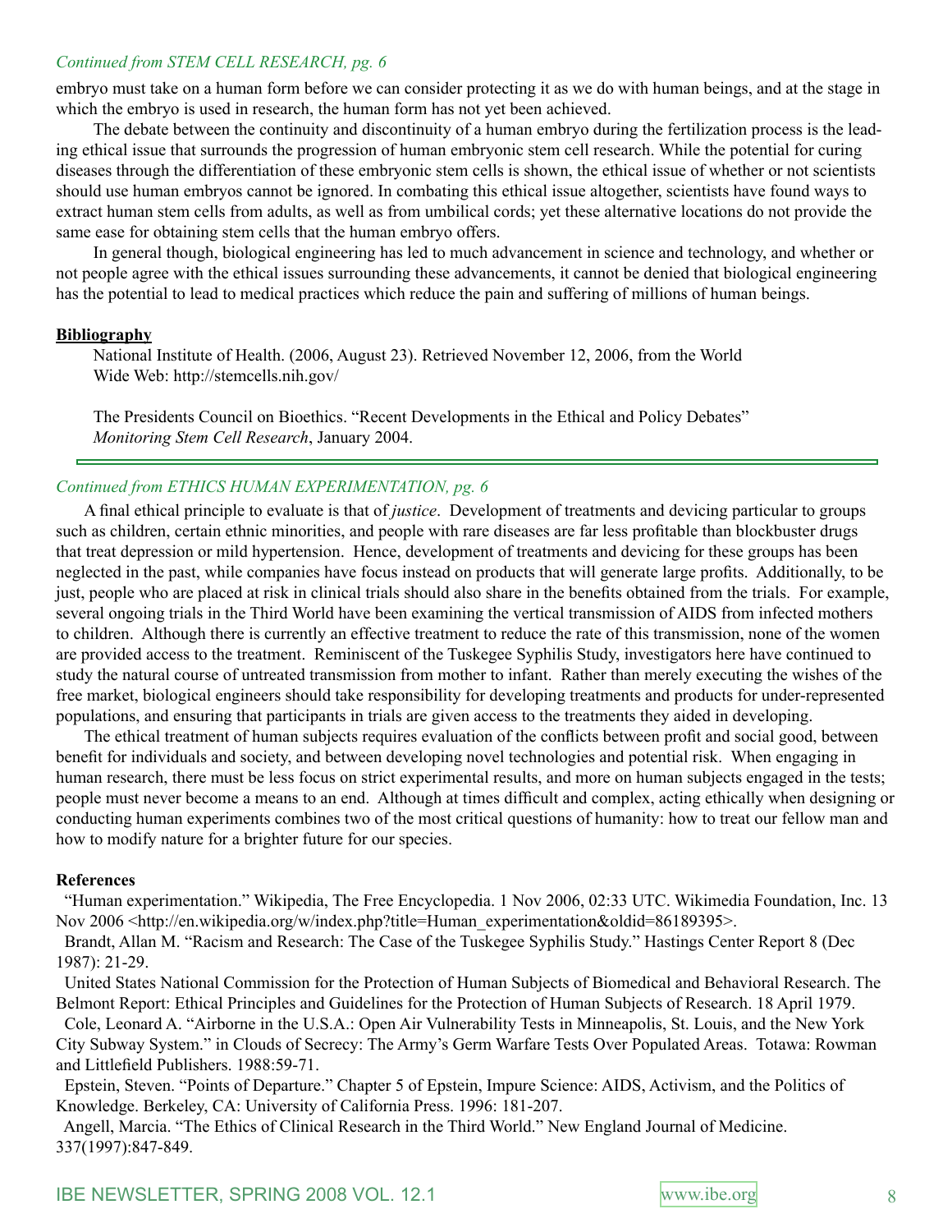*Continued from STEM CELL RESEARCH, pg. 6*

embryo must take on a human form before we can consider protecting it as we do with human beings, and at the stage in which the embryo is used in research, the human form has not yet been achieved.

The debate between the continuity and discontinuity of a human embryo during the fertilization process is the leading ethical issue that surrounds the progression of human embryonic stem cell research. While the potential for curing diseases through the differentiation of these embryonic stem cells is shown, the ethical issue of whether or not scientists should use human embryos cannot be ignored. In combating this ethical issue altogether, scientists have found ways to extract human stem cells from adults, as well as from umbilical cords; yet these alternative locations do not provide the same ease for obtaining stem cells that the human embryo offers.

In general though, biological engineering has led to much advancement in science and technology, and whether or not people agree with the ethical issues surrounding these advancements, it cannot be denied that biological engineering has the potential to lead to medical practices which reduce the pain and suffering of millions of human beings.

**Bibliography**

National Institute of Health. (2006, August 23). Retrieved November 12, 2006, from the World Wide Web: http://stemcells.nih.gov/

The Presidents Council on Bioethics. "Recent Developments in the Ethical and Policy Debates" *Monitoring Stem Cell Research*, January 2004.

---

*Continued from ETHICS HUMAN EXPERIMENTATION, pg. 6*

A final ethical principle to evaluate is that of *justice*. Development of treatments and devicing particular to groups such as children, certain ethnic minorities, and people with rare diseases are far less profitable than blockbuster drugs that treat depression or mild hypertension. Hence, development of treatments and devicing for these groups has been neglected in the past, while companies have focus instead on products that will generate large profits. Additionally, to be just, people who are placed at risk in clinical trials should also share in the benefits obtained from the trials. For example, several ongoing trials in the Third World have been examining the vertical transmission of AIDS from infected mothers to children. Although there is currently an effective treatment to reduce the rate of this transmission, none of the women are provided access to the treatment. Reminiscent of the Tuskegee Syphilis Study, investigators here have continued to study the natural course of untreated transmission from mother to infant. Rather than merely executing the wishes of the free market, biological engineers should take responsibility for developing treatments and products for under-represented populations, and ensuring that participants in trials are given access to the treatments they aided in developing.

The ethical treatment of human subjects requires evaluation of the conflicts between profit and social good, between benefit for individuals and society, and between developing novel technologies and potential risk. When engaging in human research, there must be less focus on strict experimental results, and more on human subjects engaged in the tests; people must never become a means to an end. Although at times difficult and complex, acting ethically when designing or conducting human experiments combines two of the most critical questions of humanity: how to treat our fellow man and how to modify nature for a brighter future for our species.

**References**

"Human experimentation." Wikipedia, The Free Encyclopedia. 1 Nov 2006, 02:33 UTC. Wikimedia Foundation, Inc. 13 Nov 2006 <http://en.wikipedia.org/w/index.php?title=Human_experimentation&oldid=86189395>.

Brandt, Allan M. "Racism and Research: The Case of the Tuskegee Syphilis Study." Hastings Center Report 8 (Dec 1987): 21-29.

United States National Commission for the Protection of Human Subjects of Biomedical and Behavioral Research. The Belmont Report: Ethical Principles and Guidelines for the Protection of Human Subjects of Research. 18 April 1979.

Cole, Leonard A. "Airborne in the U.S.A.: Open Air Vulnerability Tests in Minneapolis, St. Louis, and the New York City Subway System." in Clouds of Secrecy: The Army's Germ Warfare Tests Over Populated Areas. Totawa: Rowman and Littlefield Publishers. 1988:59-71.

Epstein, Steven. "Points of Departure." Chapter 5 of Epstein, Impure Science: AIDS, Activism, and the Politics of Knowledge. Berkeley, CA: University of California Press. 1996: 181-207.

Angell, Marcia. "The Ethics of Clinical Research in the Third World." New England Journal of Medicine. 337(1997):847-849.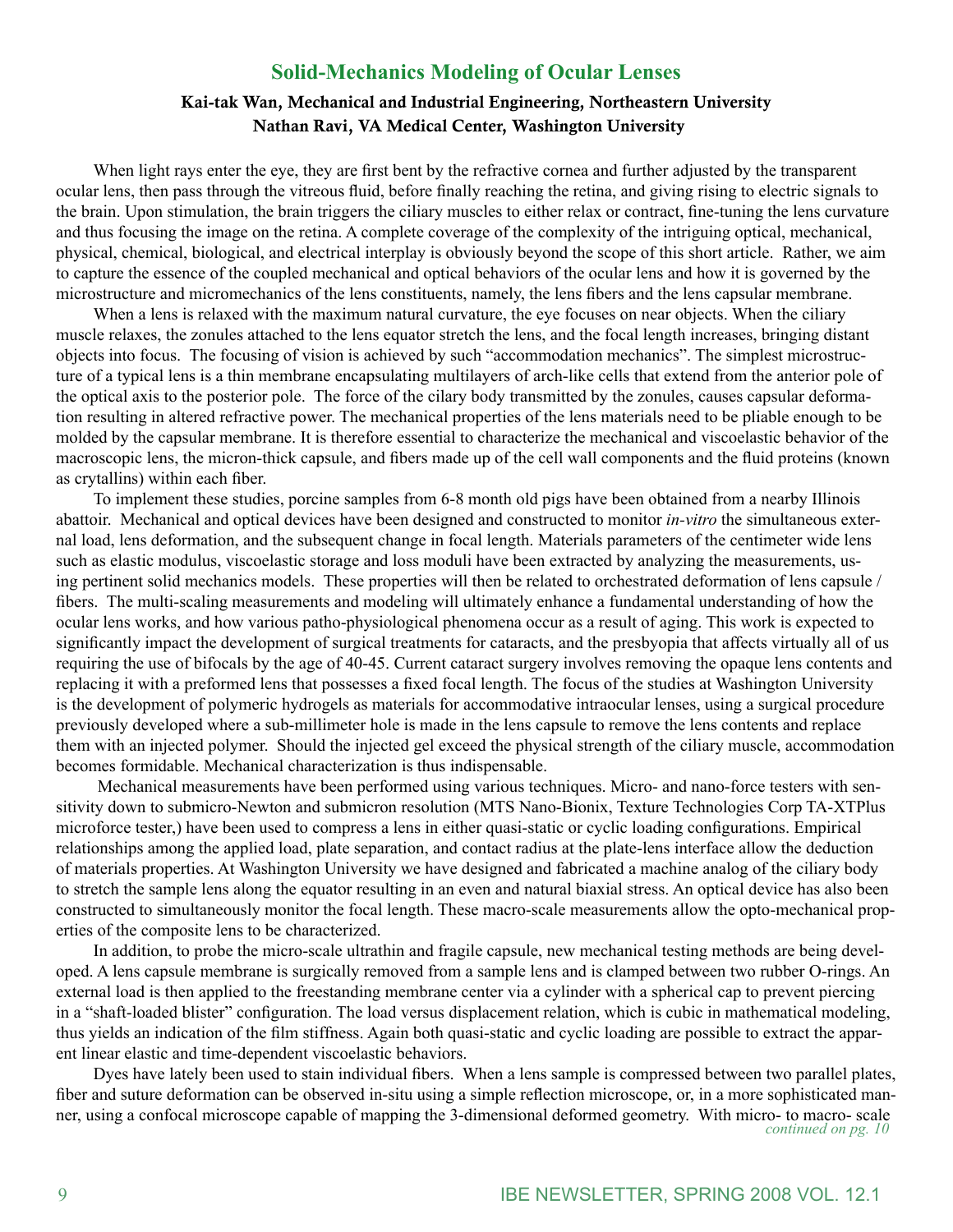# Solid-Mechanics Modeling of Ocular Lenses

**Kai-tak Wan, Mechanical and Industrial Engineering, Northeastern University**
**Nathan Ravi, VA Medical Center, Washington University**

When light rays enter the eye, they are first bent by the refractive cornea and further adjusted by the transparent ocular lens, then pass through the vitreous fluid, before finally reaching the retina, and giving rising to electric signals to the brain. Upon stimulation, the brain triggers the ciliary muscles to either relax or contract, fine-tuning the lens curvature and thus focusing the image on the retina. A complete coverage of the complexity of the intriguing optical, mechanical, physical, chemical, biological, and electrical interplay is obviously beyond the scope of this short article. Rather, we aim to capture the essence of the coupled mechanical and optical behaviors of the ocular lens and how it is governed by the microstructure and micromechanics of the lens constituents, namely, the lens fibers and the lens capsular membrane.

When a lens is relaxed with the maximum natural curvature, the eye focuses on near objects. When the ciliary muscle relaxes, the zonules attached to the lens equator stretch the lens, and the focal length increases, bringing distant objects into focus. The focusing of vision is achieved by such "accommodation mechanics". The simplest microstructure of a typical lens is a thin membrane encapsulating multilayers of arch-like cells that extend from the anterior pole of the optical axis to the posterior pole. The force of the cilary body transmitted by the zonules, causes capsular deformation resulting in altered refractive power. The mechanical properties of the lens materials need to be pliable enough to be molded by the capsular membrane. It is therefore essential to characterize the mechanical and viscoelastic behavior of the macroscopic lens, the micron-thick capsule, and fibers made up of the cell wall components and the fluid proteins (known as crytallins) within each fiber.

To implement these studies, porcine samples from 6-8 month old pigs have been obtained from a nearby Illinois abattoir. Mechanical and optical devices have been designed and constructed to monitor *in-vitro* the simultaneous external load, lens deformation, and the subsequent change in focal length. Materials parameters of the centimeter wide lens such as elastic modulus, viscoelastic storage and loss moduli have been extracted by analyzing the measurements, using pertinent solid mechanics models. These properties will then be related to orchestrated deformation of lens capsule / fibers. The multi-scaling measurements and modeling will ultimately enhance a fundamental understanding of how the ocular lens works, and how various patho-physiological phenomena occur as a result of aging. This work is expected to significantly impact the development of surgical treatments for cataracts, and the presbyopia that affects virtually all of us requiring the use of bifocals by the age of 40-45. Current cataract surgery involves removing the opaque lens contents and replacing it with a preformed lens that possesses a fixed focal length. The focus of the studies at Washington University is the development of polymeric hydrogels as materials for accommodative intraocular lenses, using a surgical procedure previously developed where a sub-millimeter hole is made in the lens capsule to remove the lens contents and replace them with an injected polymer. Should the injected gel exceed the physical strength of the ciliary muscle, accommodation becomes formidable. Mechanical characterization is thus indispensable.

Mechanical measurements have been performed using various techniques. Micro- and nano-force testers with sensitivity down to submicro-Newton and submicron resolution (MTS Nano-Bionix, Texture Technologies Corp TA-XTPlus microforce tester,) have been used to compress a lens in either quasi-static or cyclic loading configurations. Empirical relationships among the applied load, plate separation, and contact radius at the plate-lens interface allow the deduction of materials properties. At Washington University we have designed and fabricated a machine analog of the ciliary body to stretch the sample lens along the equator resulting in an even and natural biaxial stress. An optical device has also been constructed to simultaneously monitor the focal length. These macro-scale measurements allow the opto-mechanical properties of the composite lens to be characterized.

In addition, to probe the micro-scale ultrathin and fragile capsule, new mechanical testing methods are being developed. A lens capsule membrane is surgically removed from a sample lens and is clamped between two rubber O-rings. An external load is then applied to the freestanding membrane center via a cylinder with a spherical cap to prevent piercing in a "shaft-loaded blister" configuration. The load versus displacement relation, which is cubic in mathematical modeling, thus yields an indication of the film stiffness. Again both quasi-static and cyclic loading are possible to extract the apparent linear elastic and time-dependent viscoelastic behaviors.

Dyes have lately been used to stain individual fibers. When a lens sample is compressed between two parallel plates, fiber and suture deformation can be observed in-situ using a simple reflection microscope, or, in a more sophisticated manner, using a confocal microscope capable of mapping the 3-dimensional deformed geometry. With micro- to macro- scale

*continued on pg. 10*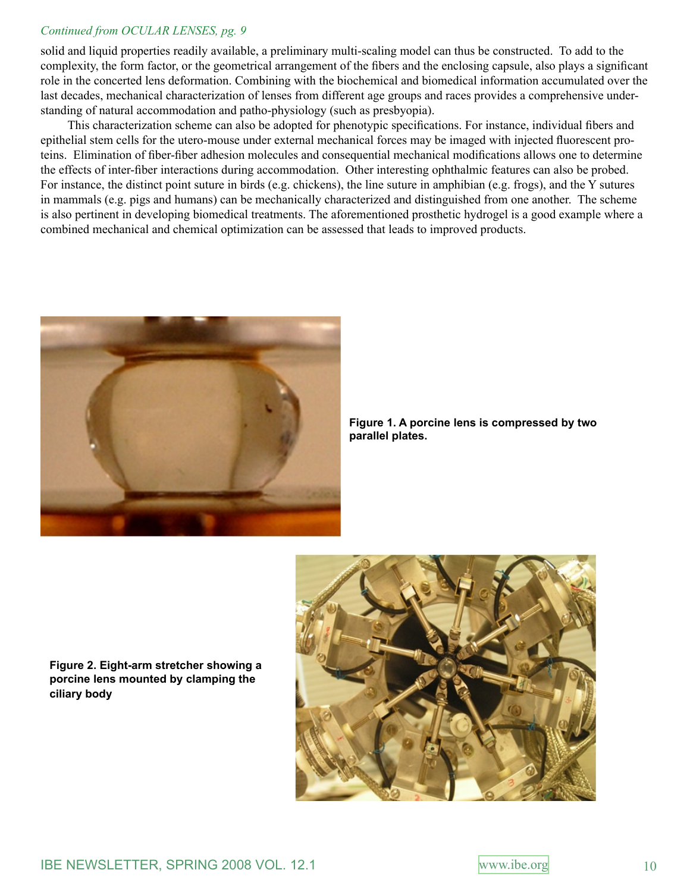*Continued from OCULAR LENSES, pg. 9*

solid and liquid properties readily available, a preliminary multi-scaling model can thus be constructed. To add to the complexity, the form factor, or the geometrical arrangement of the fibers and the enclosing capsule, also plays a significant role in the concerted lens deformation. Combining with the biochemical and biomedical information accumulated over the last decades, mechanical characterization of lenses from different age groups and races provides a comprehensive understanding of natural accommodation and patho-physiology (such as presbyopia).

This characterization scheme can also be adopted for phenotypic specifications. For instance, individual fibers and epithelial stem cells for the utero-mouse under external mechanical forces may be imaged with injected fluorescent proteins. Elimination of fiber-fiber adhesion molecules and consequential mechanical modifications allows one to determine the effects of inter-fiber interactions during accommodation. Other interesting ophthalmic features can also be probed. For instance, the distinct point suture in birds (e.g. chickens), the line suture in amphibian (e.g. frogs), and the Y sutures in mammals (e.g. pigs and humans) can be mechanically characterized and distinguished from one another. The scheme is also pertinent in developing biomedical treatments. The aforementioned prosthetic hydrogel is a good example where a combined mechanical and chemical optimization can be assessed that leads to improved products.

**Figure 1. A porcine lens is compressed by two parallel plates.**

**Figure 2. Eight-arm stretcher showing a porcine lens mounted by clamping the ciliary body**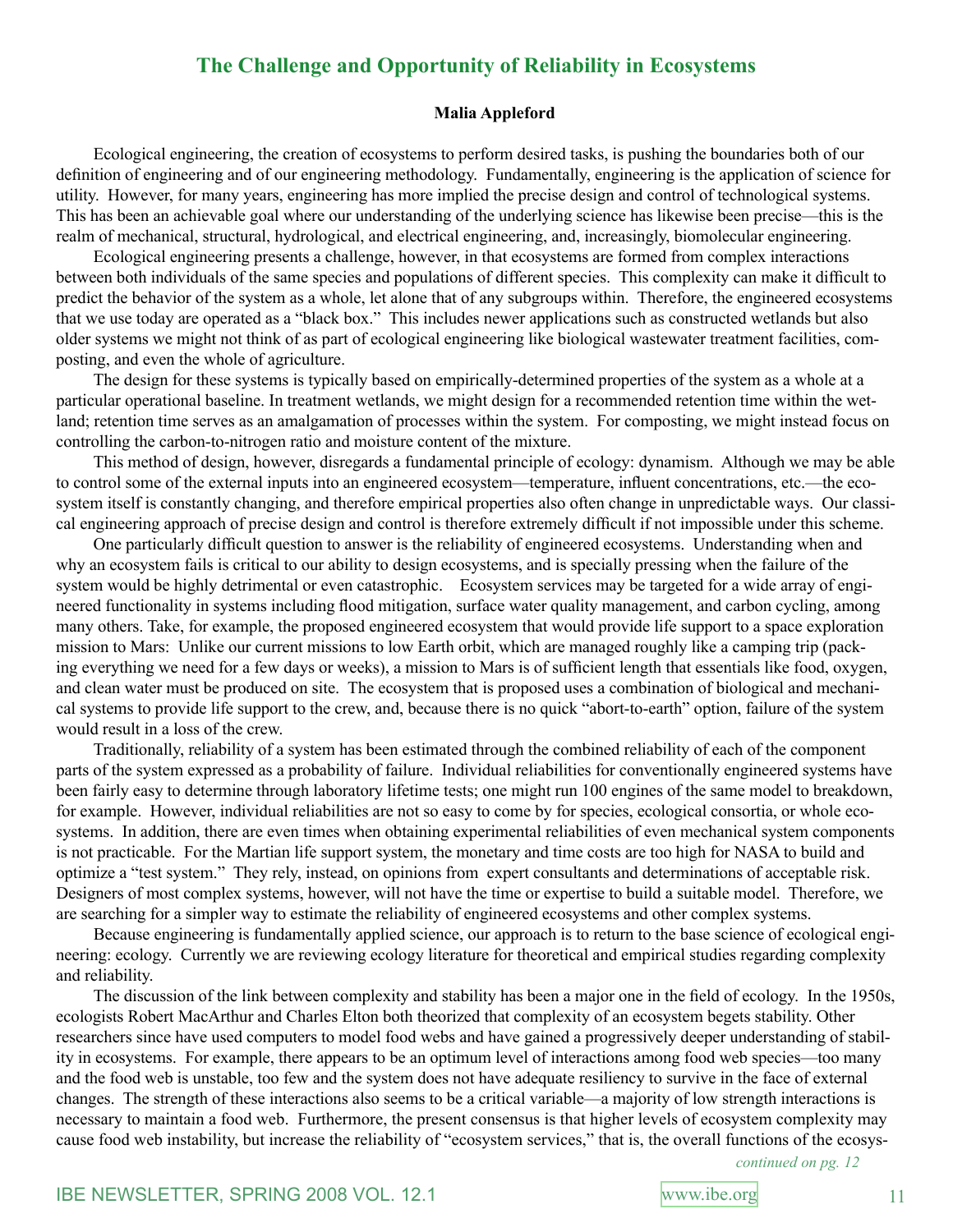## The Challenge and Opportunity of Reliability in Ecosystems

**Malia Appleford**

Ecological engineering, the creation of ecosystems to perform desired tasks, is pushing the boundaries both of our definition of engineering and of our engineering methodology. Fundamentally, engineering is the application of science for utility. However, for many years, engineering has more implied the precise design and control of technological systems. This has been an achievable goal where our understanding of the underlying science has likewise been precise—this is the realm of mechanical, structural, hydrological, and electrical engineering, and, increasingly, biomolecular engineering.

Ecological engineering presents a challenge, however, in that ecosystems are formed from complex interactions between both individuals of the same species and populations of different species. This complexity can make it difficult to predict the behavior of the system as a whole, let alone that of any subgroups within. Therefore, the engineered ecosystems that we use today are operated as a "black box." This includes newer applications such as constructed wetlands but also older systems we might not think of as part of ecological engineering like biological wastewater treatment facilities, composting, and even the whole of agriculture.

The design for these systems is typically based on empirically-determined properties of the system as a whole at a particular operational baseline. In treatment wetlands, we might design for a recommended retention time within the wetland; retention time serves as an amalgamation of processes within the system. For composting, we might instead focus on controlling the carbon-to-nitrogen ratio and moisture content of the mixture.

This method of design, however, disregards a fundamental principle of ecology: dynamism. Although we may be able to control some of the external inputs into an engineered ecosystem—temperature, influent concentrations, etc.—the ecosystem itself is constantly changing, and therefore empirical properties also often change in unpredictable ways. Our classical engineering approach of precise design and control is therefore extremely difficult if not impossible under this scheme.

One particularly difficult question to answer is the reliability of engineered ecosystems. Understanding when and why an ecosystem fails is critical to our ability to design ecosystems, and is specially pressing when the failure of the system would be highly detrimental or even catastrophic. Ecosystem services may be targeted for a wide array of engineered functionality in systems including flood mitigation, surface water quality management, and carbon cycling, among many others. Take, for example, the proposed engineered ecosystem that would provide life support to a space exploration mission to Mars: Unlike our current missions to low Earth orbit, which are managed roughly like a camping trip (packing everything we need for a few days or weeks), a mission to Mars is of sufficient length that essentials like food, oxygen, and clean water must be produced on site. The ecosystem that is proposed uses a combination of biological and mechanical systems to provide life support to the crew, and, because there is no quick "abort-to-earth" option, failure of the system would result in a loss of the crew.

Traditionally, reliability of a system has been estimated through the combined reliability of each of the component parts of the system expressed as a probability of failure. Individual reliabilities for conventionally engineered systems have been fairly easy to determine through laboratory lifetime tests; one might run 100 engines of the same model to breakdown, for example. However, individual reliabilities are not so easy to come by for species, ecological consortia, or whole ecosystems. In addition, there are even times when obtaining experimental reliabilities of even mechanical system components is not practicable. For the Martian life support system, the monetary and time costs are too high for NASA to build and optimize a "test system." They rely, instead, on opinions from expert consultants and determinations of acceptable risk. Designers of most complex systems, however, will not have the time or expertise to build a suitable model. Therefore, we are searching for a simpler way to estimate the reliability of engineered ecosystems and other complex systems.

Because engineering is fundamentally applied science, our approach is to return to the base science of ecological engineering: ecology. Currently we are reviewing ecology literature for theoretical and empirical studies regarding complexity and reliability.

The discussion of the link between complexity and stability has been a major one in the field of ecology. In the 1950s, ecologists Robert MacArthur and Charles Elton both theorized that complexity of an ecosystem begets stability. Other researchers since have used computers to model food webs and have gained a progressively deeper understanding of stability in ecosystems. For example, there appears to be an optimum level of interactions among food web species—too many and the food web is unstable, too few and the system does not have adequate resiliency to survive in the face of external changes. The strength of these interactions also seems to be a critical variable—a majority of low strength interactions is necessary to maintain a food web. Furthermore, the present consensus is that higher levels of ecosystem complexity may cause food web instability, but increase the reliability of "ecosystem services," that is, the overall functions of the ecosys-

*continued on pg. 12*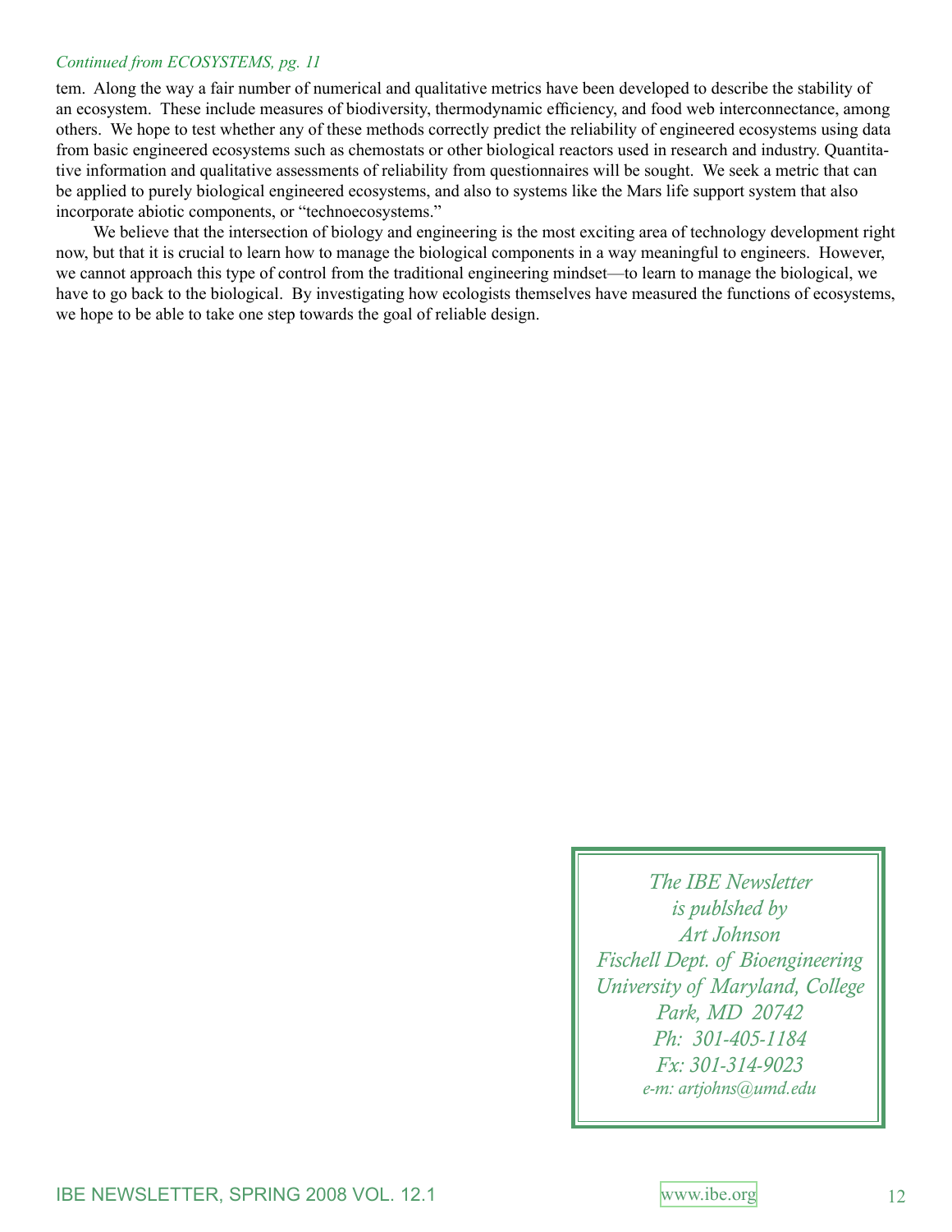*Continued from ECOSYSTEMS, pg. 11*

tem. Along the way a fair number of numerical and qualitative metrics have been developed to describe the stability of an ecosystem. These include measures of biodiversity, thermodynamic efficiency, and food web interconnectance, among others. We hope to test whether any of these methods correctly predict the reliability of engineered ecosystems using data from basic engineered ecosystems such as chemostats or other biological reactors used in research and industry. Quantitative information and qualitative assessments of reliability from questionnaires will be sought. We seek a metric that can be applied to purely biological engineered ecosystems, and also to systems like the Mars life support system that also incorporate abiotic components, or "technoecosystems."

We believe that the intersection of biology and engineering is the most exciting area of technology development right now, but that it is crucial to learn how to manage the biological components in a way meaningful to engineers. However, we cannot approach this type of control from the traditional engineering mindset—to learn to manage the biological, we have to go back to the biological. By investigating how ecologists themselves have measured the functions of ecosystems, we hope to be able to take one step towards the goal of reliable design.

*The IBE Newsletter*
*is publshed by*
*Art Johnson*
*Fischell Dept. of Bioengineering*
*University of Maryland, College Park, MD 20742*
*Ph: 301-405-1184*
*Fx: 301-314-9023*
*e-m: artjohns@umd.edu*